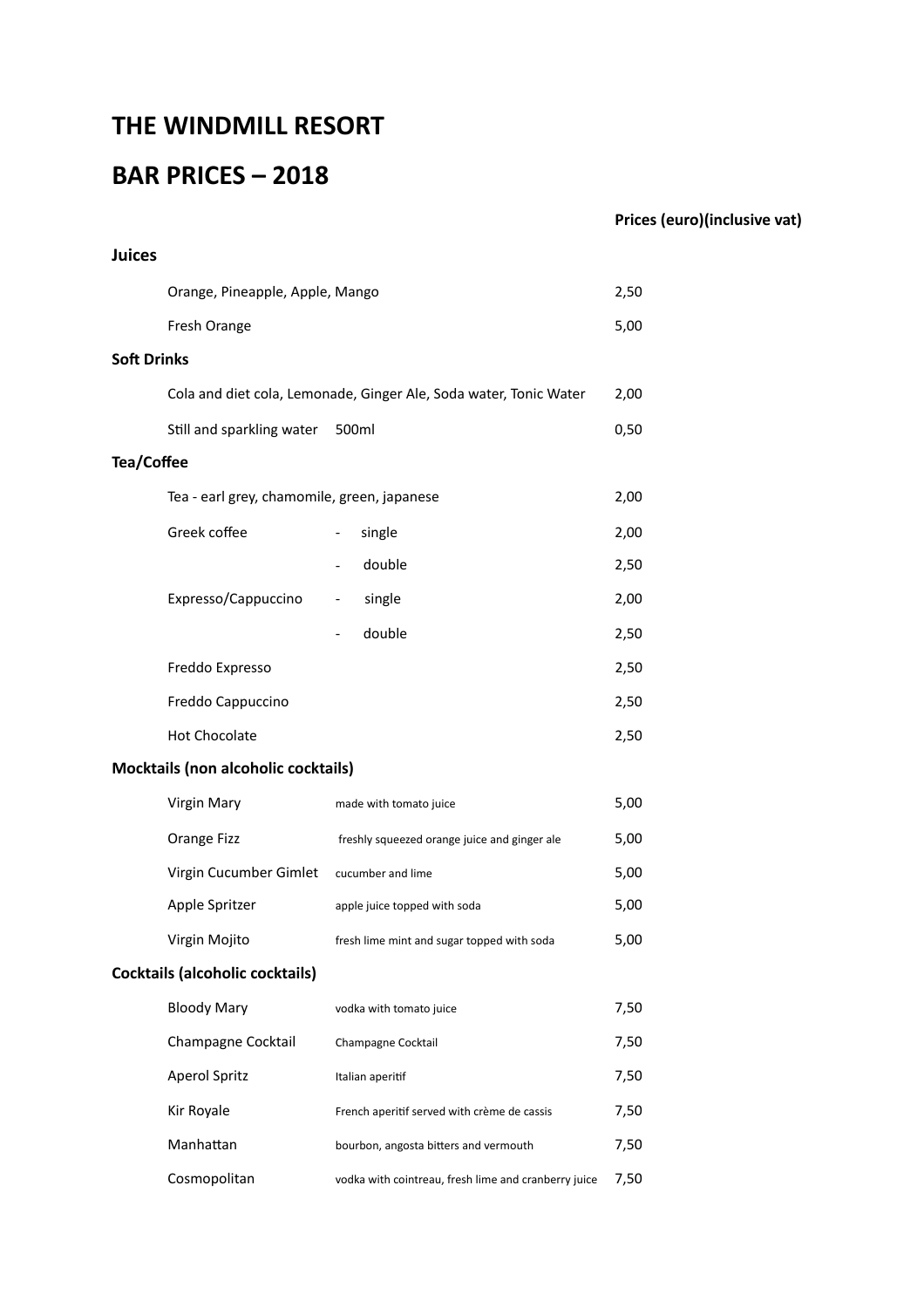# THE WINDMILL RESORT

# BAR PRICES – 2018

| | | Prices (euro)(inclusive vat) |
|---|---|---|
| **Juices** | | |
| Orange, Pineapple, Apple, Mango | | 2,50 |
| Fresh Orange | | 5,00 |
| **Soft Drinks** | | |
| Cola and diet cola, Lemonade, Ginger Ale, Soda water, Tonic Water | | 2,00 |
| Still and sparkling water | 500ml | 0,50 |
| **Tea/Coffee** | | |
| Tea - earl grey, chamomile, green, japanese | | 2,00 |
| Greek coffee | - single | 2,00 |
| | - double | 2,50 |
| Expresso/Cappuccino | - single | 2,00 |
| | - double | 2,50 |
| Freddo Expresso | | 2,50 |
| Freddo Cappuccino | | 2,50 |
| Hot Chocolate | | 2,50 |
| **Mocktails (non alcoholic cocktails)** | | |
| Virgin Mary | made with tomato juice | 5,00 |
| Orange Fizz | freshly squeezed orange juice and ginger ale | 5,00 |
| Virgin Cucumber Gimlet | cucumber and lime | 5,00 |
| Apple Spritzer | apple juice topped with soda | 5,00 |
| Virgin Mojito | fresh lime mint and sugar topped with soda | 5,00 |
| **Cocktails (alcoholic cocktails)** | | |
| Bloody Mary | vodka with tomato juice | 7,50 |
| Champagne Cocktail | Champagne Cocktail | 7,50 |
| Aperol Spritz | Italian aperitif | 7,50 |
| Kir Royale | French aperitif served with crème de cassis | 7,50 |
| Manhattan | bourbon, angosta bitters and vermouth | 7,50 |
| Cosmopolitan | vodka with cointreau, fresh lime and cranberry juice | 7,50 |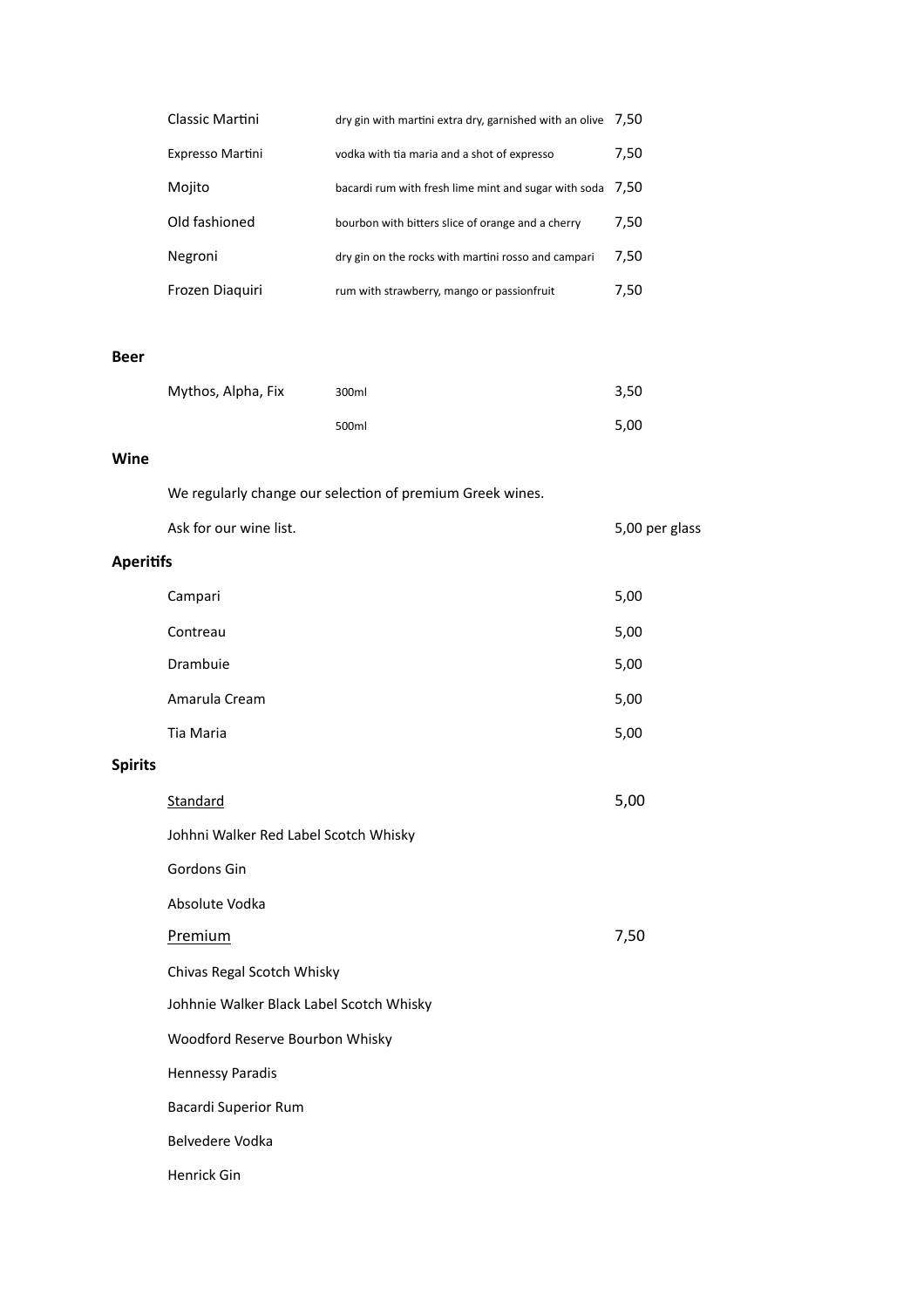| | | |
|---|---|---|
| Classic Martini | dry gin with martini extra dry, garnished with an olive | 7,50 |
| Expresso Martini | vodka with tia maria and a shot of expresso | 7,50 |
| Mojito | bacardi rum with fresh lime mint and sugar with soda | 7,50 |
| Old fashioned | bourbon with bitters slice of orange and a cherry | 7,50 |
| Negroni | dry gin on the rocks with martini rosso and campari | 7,50 |
| Frozen Diaquiri | rum with strawberry, mango or passionfruit | 7,50 |

## Beer

| | | |
|---|---|---|
| Mythos, Alpha, Fix | 300ml | 3,50 |
| | 500ml | 5,00 |

## Wine

We regularly change our selection of premium Greek wines.

Ask for our wine list. — 5,00 per glass

## Aperitifs

| | |
|---|---|
| Campari | 5,00 |
| Contreau | 5,00 |
| Drambuie | 5,00 |
| Amarula Cream | 5,00 |
| Tia Maria | 5,00 |

## Spirits

Standard — 5,00

- Johhni Walker Red Label Scotch Whisky
- Gordons Gin
- Absolute Vodka

Premium — 7,50

- Chivas Regal Scotch Whisky
- Johhnie Walker Black Label Scotch Whisky
- Woodford Reserve Bourbon Whisky
- Hennessy Paradis
- Bacardi Superior Rum
- Belvedere Vodka
- Henrick Gin